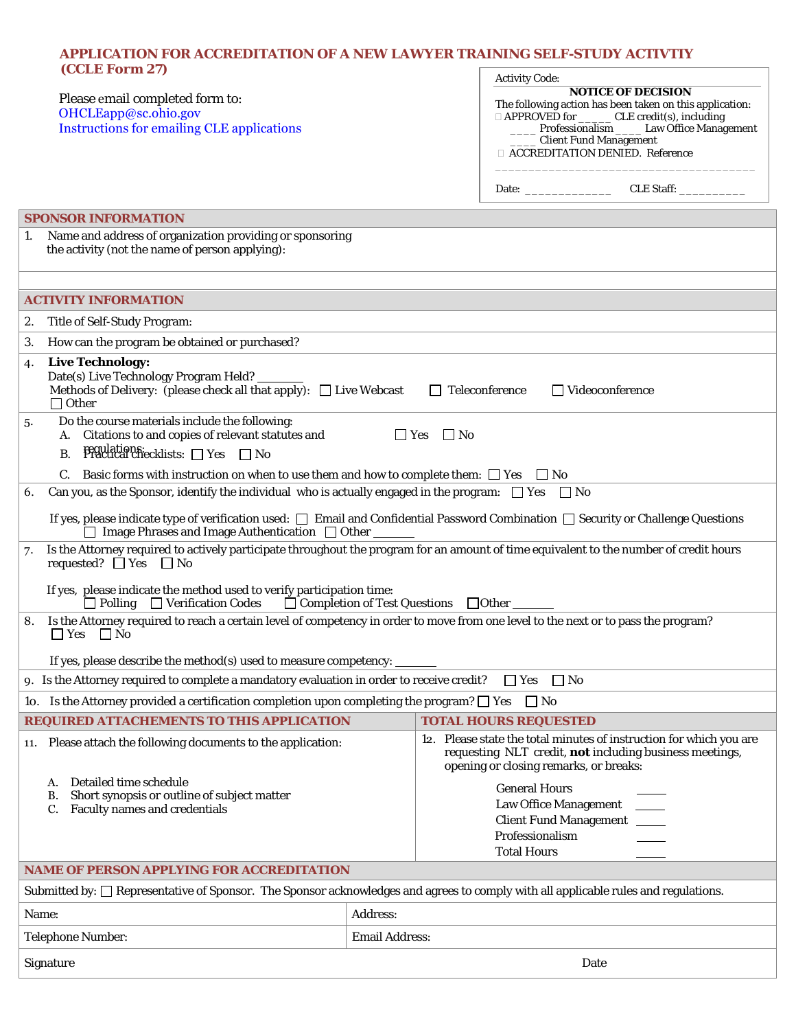## APPLICATION FOR ACCREDITATION OF A NEW LAWYER TRAINING SELF-STUDY ACTIVTIY (CCLE Form 27)

Please email completed form to:
OHCLEapp@sc.ohio.gov
Instructions for emailing CLE applications

| Activity Code: |
|---|
| **NOTICE OF DECISION** |
| The following action has been taken on this application: |
| ☐ APPROVED for _____ CLE credit(s), including ____ Professionalism ____ Law Office Management ____ Client Fund Management |
| ☐ ACCREDITATION DENIED. Reference ______________________________________ |
| Date: _____________ CLE Staff: __________ |

### SPONSOR INFORMATION

1. Name and address of organization providing or sponsoring the activity (not the name of person applying):

### ACTIVITY INFORMATION

2. Title of Self-Study Program:

3. How can the program be obtained or purchased?

4. **Live Technology:**
   Date(s) Live Technology Program Held? _______
   Methods of Delivery: (please check all that apply): ☐ Live Webcast ☐ Teleconference ☐ Videoconference ☐ Other

5. Do the course materials include the following:
   A. Citations to and copies of relevant statutes and regulations: ☐ Yes ☐ No
   B. Practical checklists: ☐ Yes ☐ No
   C. Basic forms with instruction on when to use them and how to complete them: ☐ Yes ☐ No

6. Can you, as the Sponsor, identify the individual who is actually engaged in the program: ☐ Yes ☐ No

   If yes, please indicate type of verification used: ☐ Email and Confidential Password Combination ☐ Security or Challenge Questions ☐ Image Phrases and Image Authentication ☐ Other _______

7. Is the Attorney required to actively participate throughout the program for an amount of time equivalent to the number of credit hours requested? ☐ Yes ☐ No

   If yes, please indicate the method used to verify participation time:
   ☐ Polling ☐ Verification Codes ☐ Completion of Test Questions ☐ Other _______

8. Is the Attorney required to reach a certain level of competency in order to move from one level to the next or to pass the program?
   ☐ Yes ☐ No

   If yes, please describe the method(s) used to measure competency: _______

9. Is the Attorney required to complete a mandatory evaluation in order to receive credit? ☐ Yes ☐ No

10. Is the Attorney provided a certification completion upon completing the program? ☐ Yes ☐ No

### REQUIRED ATTACHEMENTS TO THIS APPLICATION

11. Please attach the following documents to the application:

   A. Detailed time schedule
   B. Short synopsis or outline of subject matter
   C. Faculty names and credentials

### TOTAL HOURS REQUESTED

12. Please state the total minutes of instruction for which you are requesting NLT credit, **not** including business meetings, opening or closing remarks, or breaks:

| | |
|---|---|
| General Hours | _____ |
| Law Office Management | _____ |
| Client Fund Management | _____ |
| Professionalism | _____ |
| Total Hours | _____ |

### NAME OF PERSON APPLYING FOR ACCREDITATION

Submitted by: ☐ Representative of Sponsor. The Sponsor acknowledges and agrees to comply with all applicable rules and regulations.

| | |
|---|---|
| Name: | Address: |
| Telephone Number: | Email Address: |
| Signature | Date |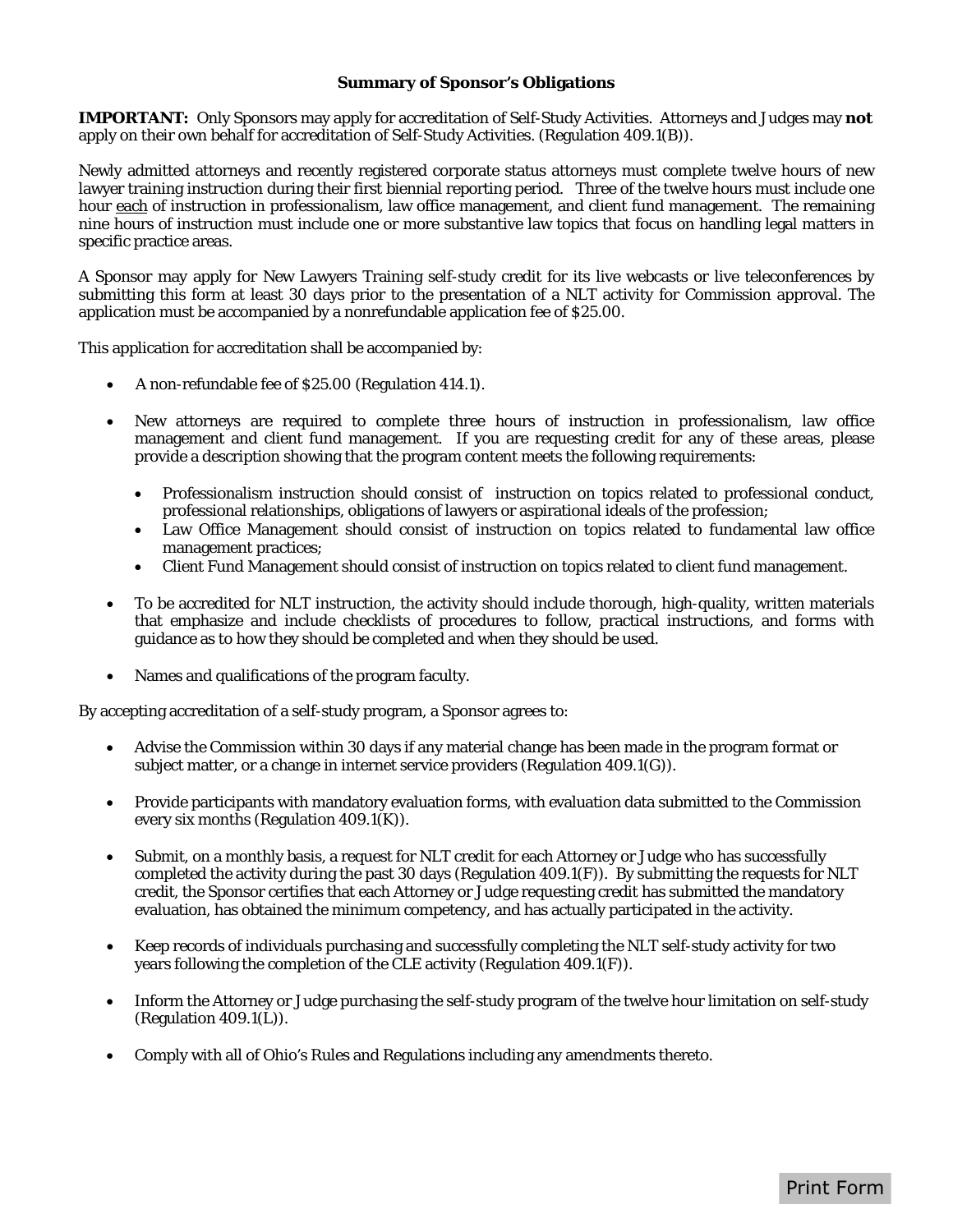### Summary of Sponsor's Obligations

**IMPORTANT:** Only Sponsors may apply for accreditation of Self-Study Activities. Attorneys and Judges may **not** apply on their own behalf for accreditation of Self-Study Activities. (Regulation 409.1(B)).

Newly admitted attorneys and recently registered corporate status attorneys must complete twelve hours of new lawyer training instruction during their first biennial reporting period. Three of the twelve hours must include one hour <u>each</u> of instruction in professionalism, law office management, and client fund management. The remaining nine hours of instruction must include one or more substantive law topics that focus on handling legal matters in specific practice areas.

A Sponsor may apply for New Lawyers Training self-study credit for its live webcasts or live teleconferences by submitting this form at least 30 days prior to the presentation of a NLT activity for Commission approval. The application must be accompanied by a nonrefundable application fee of $25.00.

This application for accreditation shall be accompanied by:

- A non-refundable fee of $25.00 (Regulation 414.1).
- New attorneys are required to complete three hours of instruction in professionalism, law office management and client fund management. If you are requesting credit for any of these areas, please provide a description showing that the program content meets the following requirements:
  - Professionalism instruction should consist of instruction on topics related to professional conduct, professional relationships, obligations of lawyers or aspirational ideals of the profession;
  - Law Office Management should consist of instruction on topics related to fundamental law office management practices;
  - Client Fund Management should consist of instruction on topics related to client fund management.
- To be accredited for NLT instruction, the activity should include thorough, high-quality, written materials that emphasize and include checklists of procedures to follow, practical instructions, and forms with guidance as to how they should be completed and when they should be used.
- Names and qualifications of the program faculty.

By accepting accreditation of a self-study program, a Sponsor agrees to:

- Advise the Commission within 30 days if any material change has been made in the program format or subject matter, or a change in internet service providers (Regulation 409.1(G)).
- Provide participants with mandatory evaluation forms, with evaluation data submitted to the Commission every six months (Regulation 409.1(K)).
- Submit, on a monthly basis, a request for NLT credit for each Attorney or Judge who has successfully completed the activity during the past 30 days (Regulation 409.1(F)). By submitting the requests for NLT credit, the Sponsor certifies that each Attorney or Judge requesting credit has submitted the mandatory evaluation, has obtained the minimum competency, and has actually participated in the activity.
- Keep records of individuals purchasing and successfully completing the NLT self-study activity for two years following the completion of the CLE activity (Regulation 409.1(F)).
- Inform the Attorney or Judge purchasing the self-study program of the twelve hour limitation on self-study (Regulation 409.1(L)).
- Comply with all of Ohio's Rules and Regulations including any amendments thereto.

Print Form